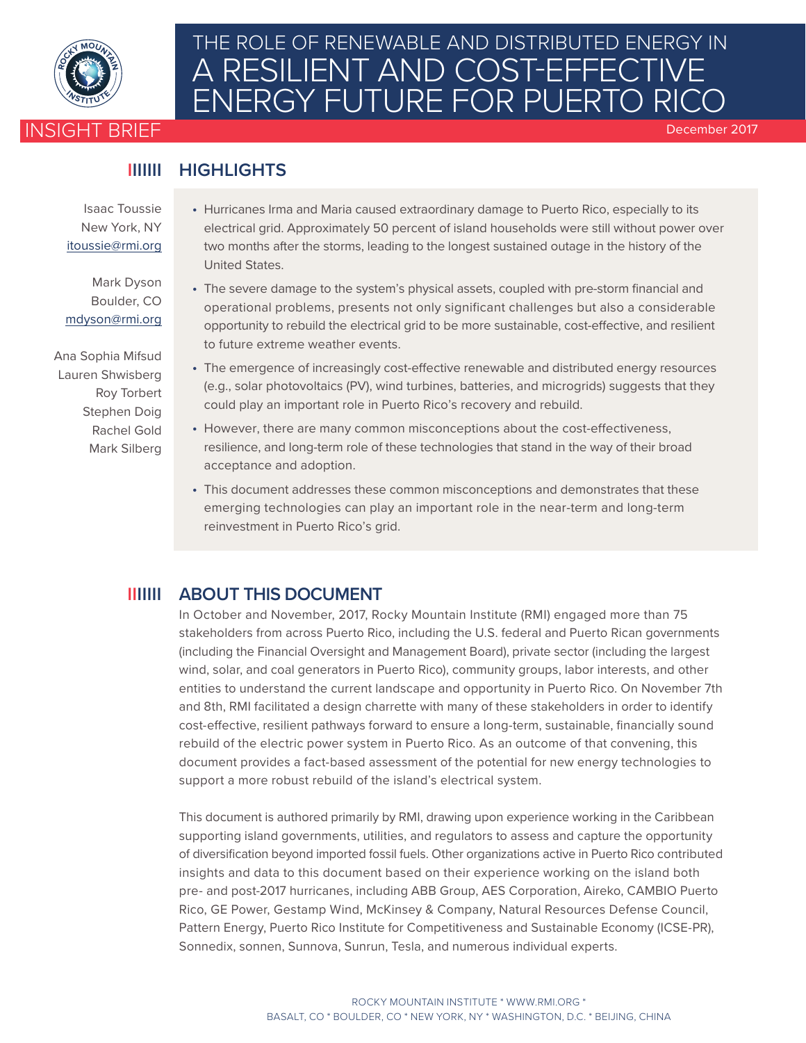# THE ROLE OF RENEWABLE AND DISTRIBUTED ENERGY IN A RESILIENT AND COST-EFFECTIVE ENERGY FUTURE FOR PUERTO RICO

INSIGHT BRIEF

December 2017

Isaac Toussie
New York, NY
itoussie@rmi.org

Mark Dyson
Boulder, CO
mdyson@rmi.org

Ana Sophia Mifsud
Lauren Shwisberg
Roy Torbert
Stephen Doig
Rachel Gold
Mark Silberg

## HIGHLIGHTS

- Hurricanes Irma and Maria caused extraordinary damage to Puerto Rico, especially to its electrical grid. Approximately 50 percent of island households were still without power over two months after the storms, leading to the longest sustained outage in the history of the United States.
- The severe damage to the system's physical assets, coupled with pre-storm financial and operational problems, presents not only significant challenges but also a considerable opportunity to rebuild the electrical grid to be more sustainable, cost-effective, and resilient to future extreme weather events.
- The emergence of increasingly cost-effective renewable and distributed energy resources (e.g., solar photovoltaics (PV), wind turbines, batteries, and microgrids) suggests that they could play an important role in Puerto Rico's recovery and rebuild.
- However, there are many common misconceptions about the cost-effectiveness, resilience, and long-term role of these technologies that stand in the way of their broad acceptance and adoption.
- This document addresses these common misconceptions and demonstrates that these emerging technologies can play an important role in the near-term and long-term reinvestment in Puerto Rico's grid.

## ABOUT THIS DOCUMENT

In October and November, 2017, Rocky Mountain Institute (RMI) engaged more than 75 stakeholders from across Puerto Rico, including the U.S. federal and Puerto Rican governments (including the Financial Oversight and Management Board), private sector (including the largest wind, solar, and coal generators in Puerto Rico), community groups, labor interests, and other entities to understand the current landscape and opportunity in Puerto Rico. On November 7th and 8th, RMI facilitated a design charrette with many of these stakeholders in order to identify cost-effective, resilient pathways forward to ensure a long-term, sustainable, financially sound rebuild of the electric power system in Puerto Rico. As an outcome of that convening, this document provides a fact-based assessment of the potential for new energy technologies to support a more robust rebuild of the island's electrical system.

This document is authored primarily by RMI, drawing upon experience working in the Caribbean supporting island governments, utilities, and regulators to assess and capture the opportunity of diversification beyond imported fossil fuels. Other organizations active in Puerto Rico contributed insights and data to this document based on their experience working on the island both pre- and post-2017 hurricanes, including ABB Group, AES Corporation, Aireko, CAMBIO Puerto Rico, GE Power, Gestamp Wind, McKinsey & Company, Natural Resources Defense Council, Pattern Energy, Puerto Rico Institute for Competitiveness and Sustainable Economy (ICSE-PR), Sonnedix, sonnen, Sunnova, Sunrun, Tesla, and numerous individual experts.

ROCKY MOUNTAIN INSTITUTE * WWW.RMI.ORG *
BASALT, CO * BOULDER, CO * NEW YORK, NY * WASHINGTON, D.C. * BEIJING, CHINA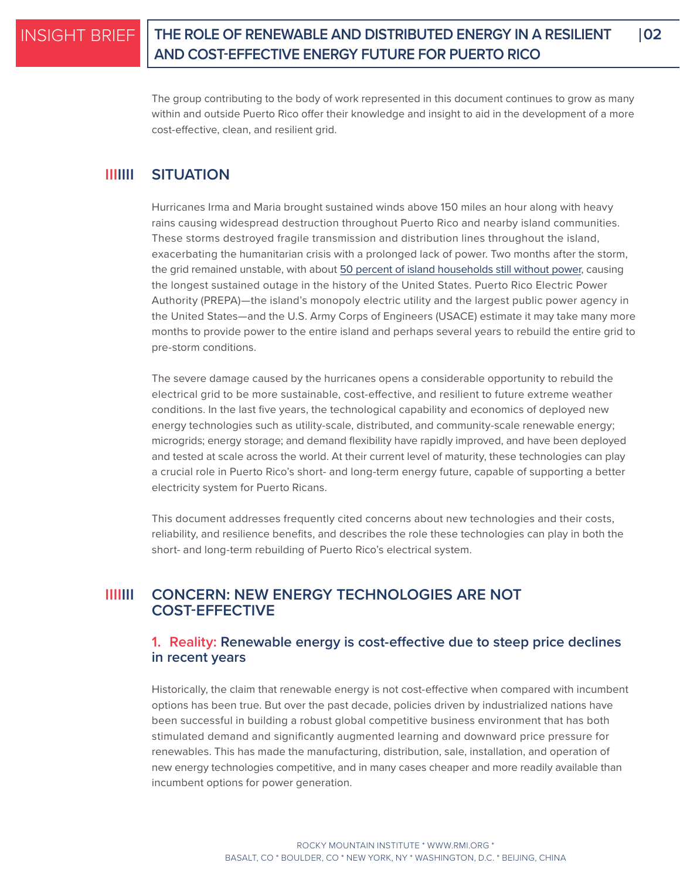The group contributing to the body of work represented in this document continues to grow as many within and outside Puerto Rico offer their knowledge and insight to aid in the development of a more cost-effective, clean, and resilient grid.

## SITUATION

Hurricanes Irma and Maria brought sustained winds above 150 miles an hour along with heavy rains causing widespread destruction throughout Puerto Rico and nearby island communities. These storms destroyed fragile transmission and distribution lines throughout the island, exacerbating the humanitarian crisis with a prolonged lack of power. Two months after the storm, the grid remained unstable, with about 50 percent of island households still without power, causing the longest sustained outage in the history of the United States. Puerto Rico Electric Power Authority (PREPA)—the island's monopoly electric utility and the largest public power agency in the United States—and the U.S. Army Corps of Engineers (USACE) estimate it may take many more months to provide power to the entire island and perhaps several years to rebuild the entire grid to pre-storm conditions.

The severe damage caused by the hurricanes opens a considerable opportunity to rebuild the electrical grid to be more sustainable, cost-effective, and resilient to future extreme weather conditions. In the last five years, the technological capability and economics of deployed new energy technologies such as utility-scale, distributed, and community-scale renewable energy; microgrids; energy storage; and demand flexibility have rapidly improved, and have been deployed and tested at scale across the world. At their current level of maturity, these technologies can play a crucial role in Puerto Rico's short- and long-term energy future, capable of supporting a better electricity system for Puerto Ricans.

This document addresses frequently cited concerns about new technologies and their costs, reliability, and resilience benefits, and describes the role these technologies can play in both the short- and long-term rebuilding of Puerto Rico's electrical system.

## CONCERN: NEW ENERGY TECHNOLOGIES ARE NOT COST-EFFECTIVE

### 1. Reality: Renewable energy is cost-effective due to steep price declines in recent years

Historically, the claim that renewable energy is not cost-effective when compared with incumbent options has been true. But over the past decade, policies driven by industrialized nations have been successful in building a robust global competitive business environment that has both stimulated demand and significantly augmented learning and downward price pressure for renewables. This has made the manufacturing, distribution, sale, installation, and operation of new energy technologies competitive, and in many cases cheaper and more readily available than incumbent options for power generation.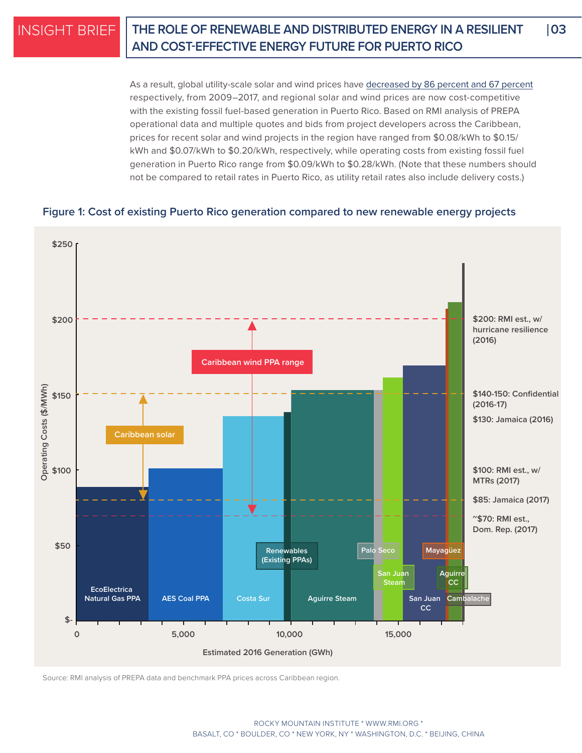As a result, global utility-scale solar and wind prices have decreased by 86 percent and 67 percent respectively, from 2009–2017, and regional solar and wind prices are now cost-competitive with the existing fossil fuel-based generation in Puerto Rico. Based on RMI analysis of PREPA operational data and multiple quotes and bids from project developers across the Caribbean, prices for recent solar and wind projects in the region have ranged from $0.08/kWh to $0.15/kWh and $0.07/kWh to $0.20/kWh, respectively, while operating costs from existing fossil fuel generation in Puerto Rico range from $0.09/kWh to $0.28/kWh. (Note that these numbers should not be compared to retail rates in Puerto Rico, as utility retail rates also include delivery costs.)

**Figure 1: Cost of existing Puerto Rico generation compared to new renewable energy projects**

Source: RMI analysis of PREPA data and benchmark PPA prices across Caribbean region.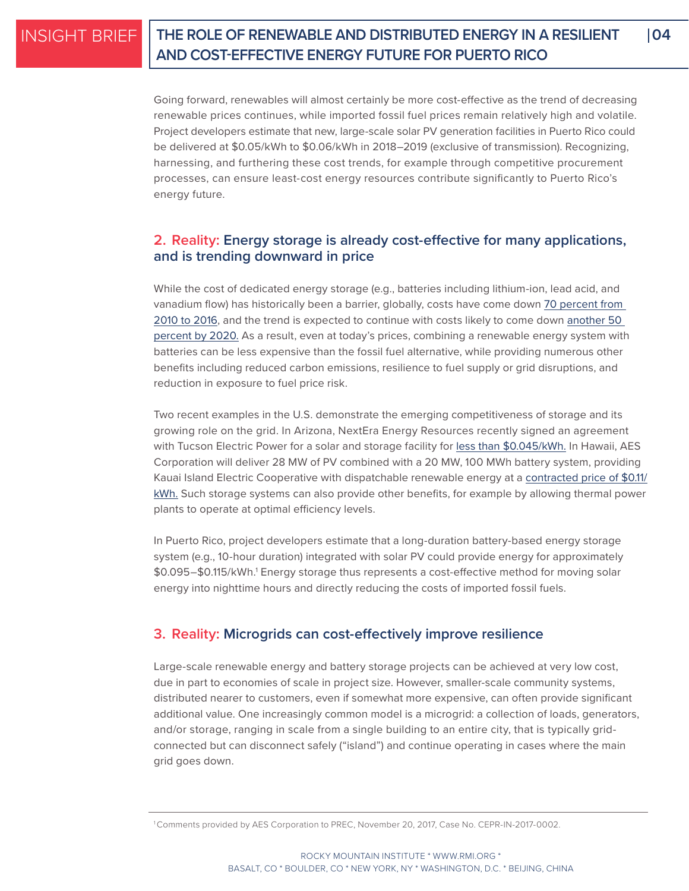Going forward, renewables will almost certainly be more cost-effective as the trend of decreasing renewable prices continues, while imported fossil fuel prices remain relatively high and volatile. Project developers estimate that new, large-scale solar PV generation facilities in Puerto Rico could be delivered at $0.05/kWh to $0.06/kWh in 2018–2019 (exclusive of transmission). Recognizing, harnessing, and furthering these cost trends, for example through competitive procurement processes, can ensure least-cost energy resources contribute significantly to Puerto Rico's energy future.

## 2. Reality: Energy storage is already cost-effective for many applications, and is trending downward in price

While the cost of dedicated energy storage (e.g., batteries including lithium-ion, lead acid, and vanadium flow) has historically been a barrier, globally, costs have come down 70 percent from 2010 to 2016, and the trend is expected to continue with costs likely to come down another 50 percent by 2020. As a result, even at today's prices, combining a renewable energy system with batteries can be less expensive than the fossil fuel alternative, while providing numerous other benefits including reduced carbon emissions, resilience to fuel supply or grid disruptions, and reduction in exposure to fuel price risk.

Two recent examples in the U.S. demonstrate the emerging competitiveness of storage and its growing role on the grid. In Arizona, NextEra Energy Resources recently signed an agreement with Tucson Electric Power for a solar and storage facility for less than $0.045/kWh. In Hawaii, AES Corporation will deliver 28 MW of PV combined with a 20 MW, 100 MWh battery system, providing Kauai Island Electric Cooperative with dispatchable renewable energy at a contracted price of $0.11/kWh. Such storage systems can also provide other benefits, for example by allowing thermal power plants to operate at optimal efficiency levels.

In Puerto Rico, project developers estimate that a long-duration battery-based energy storage system (e.g., 10-hour duration) integrated with solar PV could provide energy for approximately $0.095–$0.115/kWh.[1] Energy storage thus represents a cost-effective method for moving solar energy into nighttime hours and directly reducing the costs of imported fossil fuels.

## 3. Reality: Microgrids can cost-effectively improve resilience

Large-scale renewable energy and battery storage projects can be achieved at very low cost, due in part to economies of scale in project size. However, smaller-scale community systems, distributed nearer to customers, even if somewhat more expensive, can often provide significant additional value. One increasingly common model is a microgrid: a collection of loads, generators, and/or storage, ranging in scale from a single building to an entire city, that is typically grid-connected but can disconnect safely ("island") and continue operating in cases where the main grid goes down.

---

[1] Comments provided by AES Corporation to PREC, November 20, 2017, Case No. CEPR-IN-2017-0002.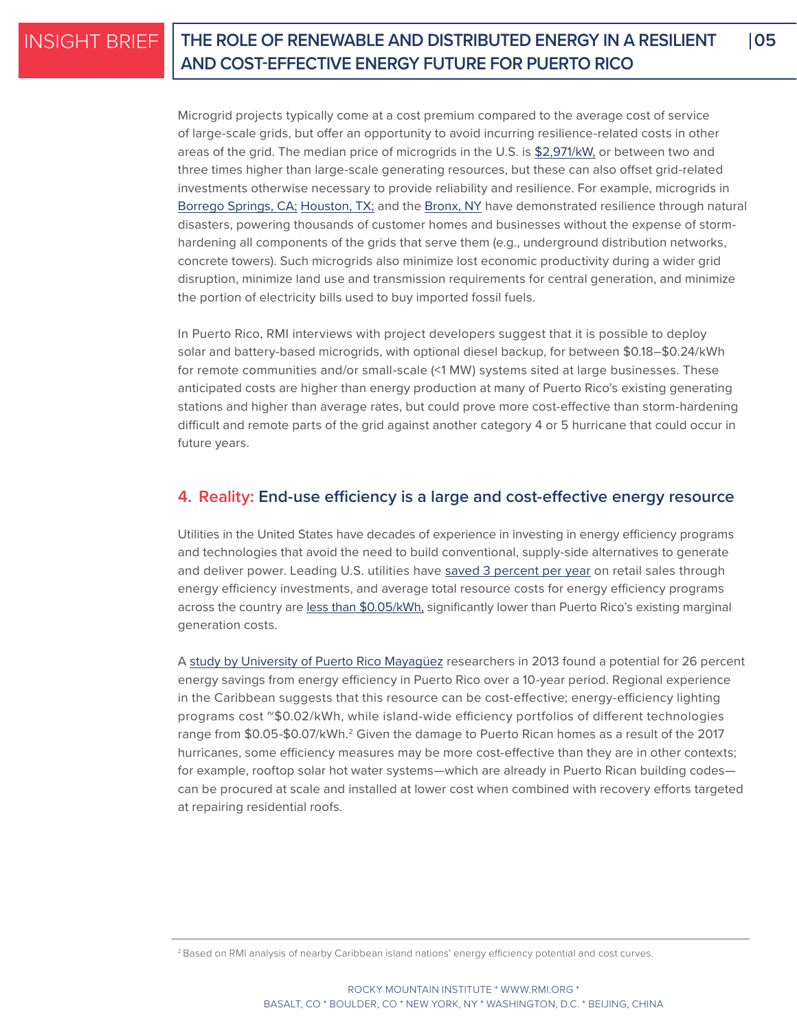Microgrid projects typically come at a cost premium compared to the average cost of service of large-scale grids, but offer an opportunity to avoid incurring resilience-related costs in other areas of the grid. The median price of microgrids in the U.S. is $2,971/kW, or between two and three times higher than large-scale generating resources, but these can also offset grid-related investments otherwise necessary to provide reliability and resilience. For example, microgrids in Borrego Springs, CA; Houston, TX; and the Bronx, NY have demonstrated resilience through natural disasters, powering thousands of customer homes and businesses without the expense of storm-hardening all components of the grids that serve them (e.g., underground distribution networks, concrete towers). Such microgrids also minimize lost economic productivity during a wider grid disruption, minimize land use and transmission requirements for central generation, and minimize the portion of electricity bills used to buy imported fossil fuels.

In Puerto Rico, RMI interviews with project developers suggest that it is possible to deploy solar and battery-based microgrids, with optional diesel backup, for between $0.18–$0.24/kWh for remote communities and/or small-scale (<1 MW) systems sited at large businesses. These anticipated costs are higher than energy production at many of Puerto Rico's existing generating stations and higher than average rates, but could prove more cost-effective than storm-hardening difficult and remote parts of the grid against another category 4 or 5 hurricane that could occur in future years.

## 4. Reality: End-use efficiency is a large and cost-effective energy resource

Utilities in the United States have decades of experience in investing in energy efficiency programs and technologies that avoid the need to build conventional, supply-side alternatives to generate and deliver power. Leading U.S. utilities have saved 3 percent per year on retail sales through energy efficiency investments, and average total resource costs for energy efficiency programs across the country are less than $0.05/kWh, significantly lower than Puerto Rico's existing marginal generation costs.

A study by University of Puerto Rico Mayagüez researchers in 2013 found a potential for 26 percent energy savings from energy efficiency in Puerto Rico over a 10-year period. Regional experience in the Caribbean suggests that this resource can be cost-effective; energy-efficiency lighting programs cost ~$0.02/kWh, while island-wide efficiency portfolios of different technologies range from $0.05-$0.07/kWh.[2] Given the damage to Puerto Rican homes as a result of the 2017 hurricanes, some efficiency measures may be more cost-effective than they are in other contexts; for example, rooftop solar hot water systems—which are already in Puerto Rican building codes—can be procured at scale and installed at lower cost when combined with recovery efforts targeted at repairing residential roofs.

[2] Based on RMI analysis of nearby Caribbean island nations' energy efficiency potential and cost curves.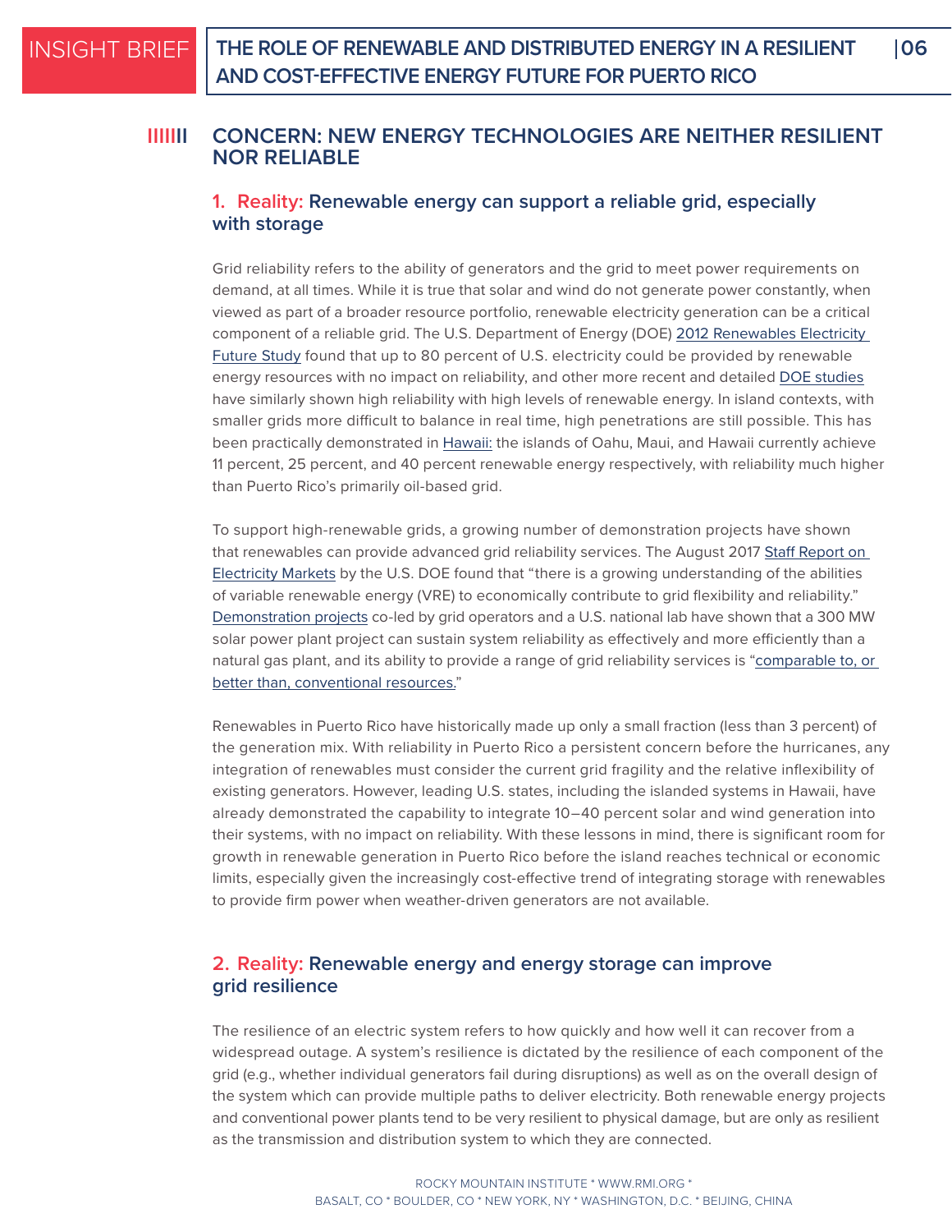## CONCERN: NEW ENERGY TECHNOLOGIES ARE NEITHER RESILIENT NOR RELIABLE

### 1. Reality: Renewable energy can support a reliable grid, especially with storage

Grid reliability refers to the ability of generators and the grid to meet power requirements on demand, at all times. While it is true that solar and wind do not generate power constantly, when viewed as part of a broader resource portfolio, renewable electricity generation can be a critical component of a reliable grid. The U.S. Department of Energy (DOE) 2012 Renewables Electricity Future Study found that up to 80 percent of U.S. electricity could be provided by renewable energy resources with no impact on reliability, and other more recent and detailed DOE studies have similarly shown high reliability with high levels of renewable energy. In island contexts, with smaller grids more difficult to balance in real time, high penetrations are still possible. This has been practically demonstrated in Hawaii: the islands of Oahu, Maui, and Hawaii currently achieve 11 percent, 25 percent, and 40 percent renewable energy respectively, with reliability much higher than Puerto Rico's primarily oil-based grid.

To support high-renewable grids, a growing number of demonstration projects have shown that renewables can provide advanced grid reliability services. The August 2017 Staff Report on Electricity Markets by the U.S. DOE found that "there is a growing understanding of the abilities of variable renewable energy (VRE) to economically contribute to grid flexibility and reliability." Demonstration projects co-led by grid operators and a U.S. national lab have shown that a 300 MW solar power plant project can sustain system reliability as effectively and more efficiently than a natural gas plant, and its ability to provide a range of grid reliability services is "comparable to, or better than, conventional resources."

Renewables in Puerto Rico have historically made up only a small fraction (less than 3 percent) of the generation mix. With reliability in Puerto Rico a persistent concern before the hurricanes, any integration of renewables must consider the current grid fragility and the relative inflexibility of existing generators. However, leading U.S. states, including the islanded systems in Hawaii, have already demonstrated the capability to integrate 10–40 percent solar and wind generation into their systems, with no impact on reliability. With these lessons in mind, there is significant room for growth in renewable generation in Puerto Rico before the island reaches technical or economic limits, especially given the increasingly cost-effective trend of integrating storage with renewables to provide firm power when weather-driven generators are not available.

### 2. Reality: Renewable energy and energy storage can improve grid resilience

The resilience of an electric system refers to how quickly and how well it can recover from a widespread outage. A system's resilience is dictated by the resilience of each component of the grid (e.g., whether individual generators fail during disruptions) as well as on the overall design of the system which can provide multiple paths to deliver electricity. Both renewable energy projects and conventional power plants tend to be very resilient to physical damage, but are only as resilient as the transmission and distribution system to which they are connected.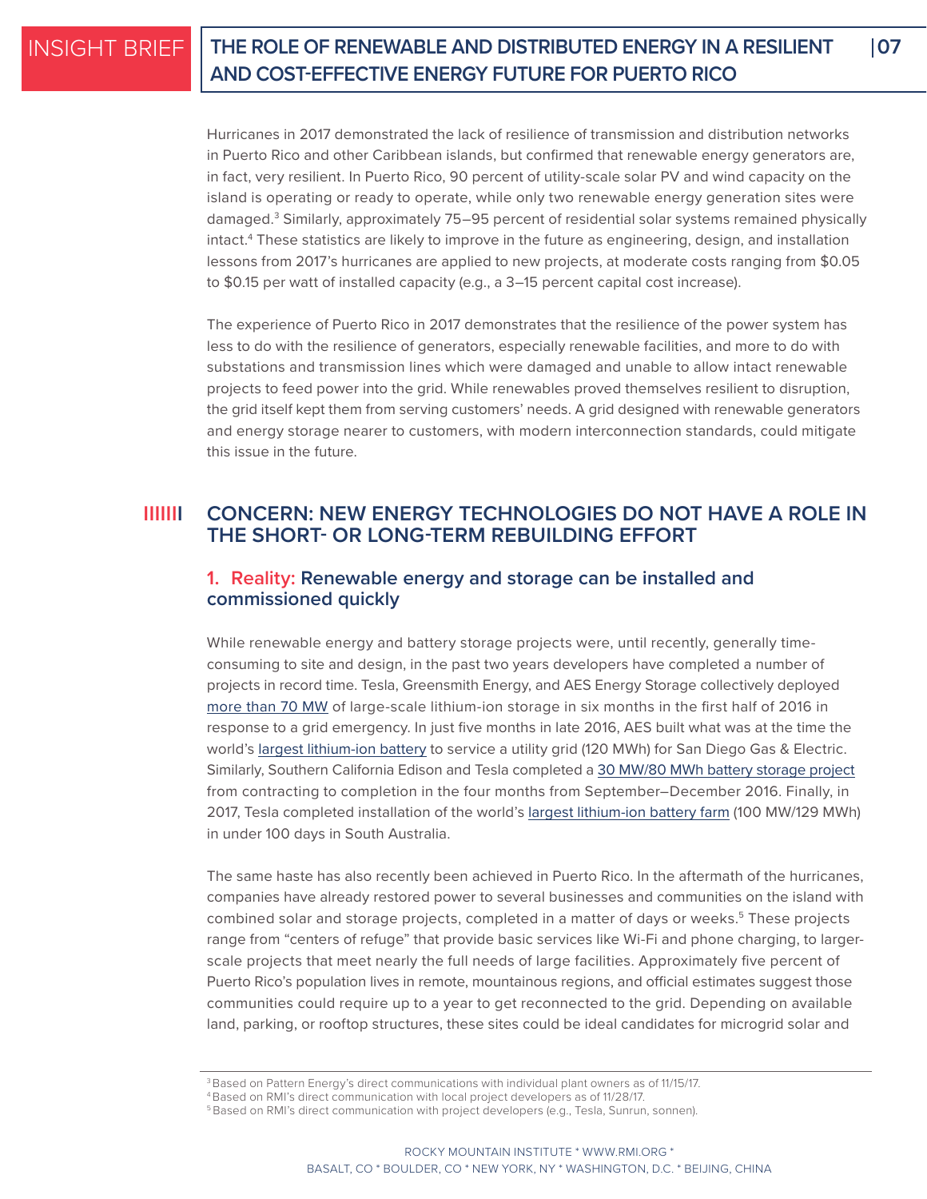Hurricanes in 2017 demonstrated the lack of resilience of transmission and distribution networks in Puerto Rico and other Caribbean islands, but confirmed that renewable energy generators are, in fact, very resilient. In Puerto Rico, 90 percent of utility-scale solar PV and wind capacity on the island is operating or ready to operate, while only two renewable energy generation sites were damaged.[3] Similarly, approximately 75–95 percent of residential solar systems remained physically intact.[4] These statistics are likely to improve in the future as engineering, design, and installation lessons from 2017's hurricanes are applied to new projects, at moderate costs ranging from $0.05 to $0.15 per watt of installed capacity (e.g., a 3–15 percent capital cost increase).

The experience of Puerto Rico in 2017 demonstrates that the resilience of the power system has less to do with the resilience of generators, especially renewable facilities, and more to do with substations and transmission lines which were damaged and unable to allow intact renewable projects to feed power into the grid. While renewables proved themselves resilient to disruption, the grid itself kept them from serving customers' needs. A grid designed with renewable generators and energy storage nearer to customers, with modern interconnection standards, could mitigate this issue in the future.

## CONCERN: NEW ENERGY TECHNOLOGIES DO NOT HAVE A ROLE IN THE SHORT- OR LONG-TERM REBUILDING EFFORT

### 1. Reality: Renewable energy and storage can be installed and commissioned quickly

While renewable energy and battery storage projects were, until recently, generally time-consuming to site and design, in the past two years developers have completed a number of projects in record time. Tesla, Greensmith Energy, and AES Energy Storage collectively deployed more than 70 MW of large-scale lithium-ion storage in six months in the first half of 2016 in response to a grid emergency. In just five months in late 2016, AES built what was at the time the world's largest lithium-ion battery to service a utility grid (120 MWh) for San Diego Gas & Electric. Similarly, Southern California Edison and Tesla completed a 30 MW/80 MWh battery storage project from contracting to completion in the four months from September–December 2016. Finally, in 2017, Tesla completed installation of the world's largest lithium-ion battery farm (100 MW/129 MWh) in under 100 days in South Australia.

The same haste has also recently been achieved in Puerto Rico. In the aftermath of the hurricanes, companies have already restored power to several businesses and communities on the island with combined solar and storage projects, completed in a matter of days or weeks.[5] These projects range from "centers of refuge" that provide basic services like Wi-Fi and phone charging, to larger-scale projects that meet nearly the full needs of large facilities. Approximately five percent of Puerto Rico's population lives in remote, mountainous regions, and official estimates suggest those communities could require up to a year to get reconnected to the grid. Depending on available land, parking, or rooftop structures, these sites could be ideal candidates for microgrid solar and

[3] Based on Pattern Energy's direct communications with individual plant owners as of 11/15/17.
[4] Based on RMI's direct communication with local project developers as of 11/28/17.
[5] Based on RMI's direct communication with project developers (e.g., Tesla, Sunrun, sonnen).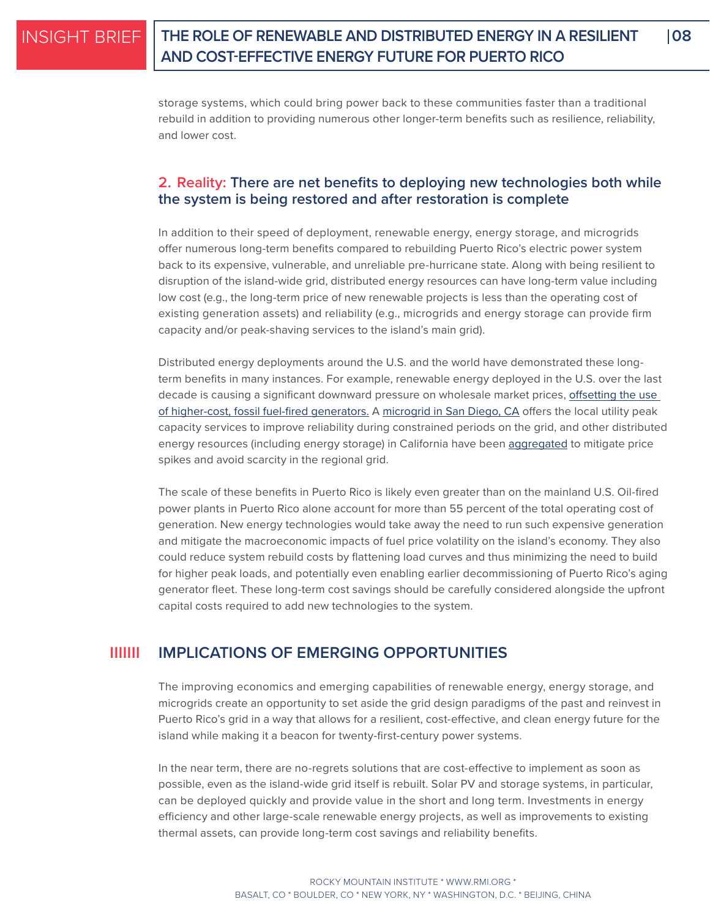storage systems, which could bring power back to these communities faster than a traditional rebuild in addition to providing numerous other longer-term benefits such as resilience, reliability, and lower cost.

### 2. Reality: There are net benefits to deploying new technologies both while the system is being restored and after restoration is complete

In addition to their speed of deployment, renewable energy, energy storage, and microgrids offer numerous long-term benefits compared to rebuilding Puerto Rico's electric power system back to its expensive, vulnerable, and unreliable pre-hurricane state. Along with being resilient to disruption of the island-wide grid, distributed energy resources can have long-term value including low cost (e.g., the long-term price of new renewable projects is less than the operating cost of existing generation assets) and reliability (e.g., microgrids and energy storage can provide firm capacity and/or peak-shaving services to the island's main grid).

Distributed energy deployments around the U.S. and the world have demonstrated these long-term benefits in many instances. For example, renewable energy deployed in the U.S. over the last decade is causing a significant downward pressure on wholesale market prices, offsetting the use of higher-cost, fossil fuel-fired generators. A microgrid in San Diego, CA offers the local utility peak capacity services to improve reliability during constrained periods on the grid, and other distributed energy resources (including energy storage) in California have been aggregated to mitigate price spikes and avoid scarcity in the regional grid.

The scale of these benefits in Puerto Rico is likely even greater than on the mainland U.S. Oil-fired power plants in Puerto Rico alone account for more than 55 percent of the total operating cost of generation. New energy technologies would take away the need to run such expensive generation and mitigate the macroeconomic impacts of fuel price volatility on the island's economy. They also could reduce system rebuild costs by flattening load curves and thus minimizing the need to build for higher peak loads, and potentially even enabling earlier decommissioning of Puerto Rico's aging generator fleet. These long-term cost savings should be carefully considered alongside the upfront capital costs required to add new technologies to the system.

## IMPLICATIONS OF EMERGING OPPORTUNITIES

The improving economics and emerging capabilities of renewable energy, energy storage, and microgrids create an opportunity to set aside the grid design paradigms of the past and reinvest in Puerto Rico's grid in a way that allows for a resilient, cost-effective, and clean energy future for the island while making it a beacon for twenty-first-century power systems.

In the near term, there are no-regrets solutions that are cost-effective to implement as soon as possible, even as the island-wide grid itself is rebuilt. Solar PV and storage systems, in particular, can be deployed quickly and provide value in the short and long term. Investments in energy efficiency and other large-scale renewable energy projects, as well as improvements to existing thermal assets, can provide long-term cost savings and reliability benefits.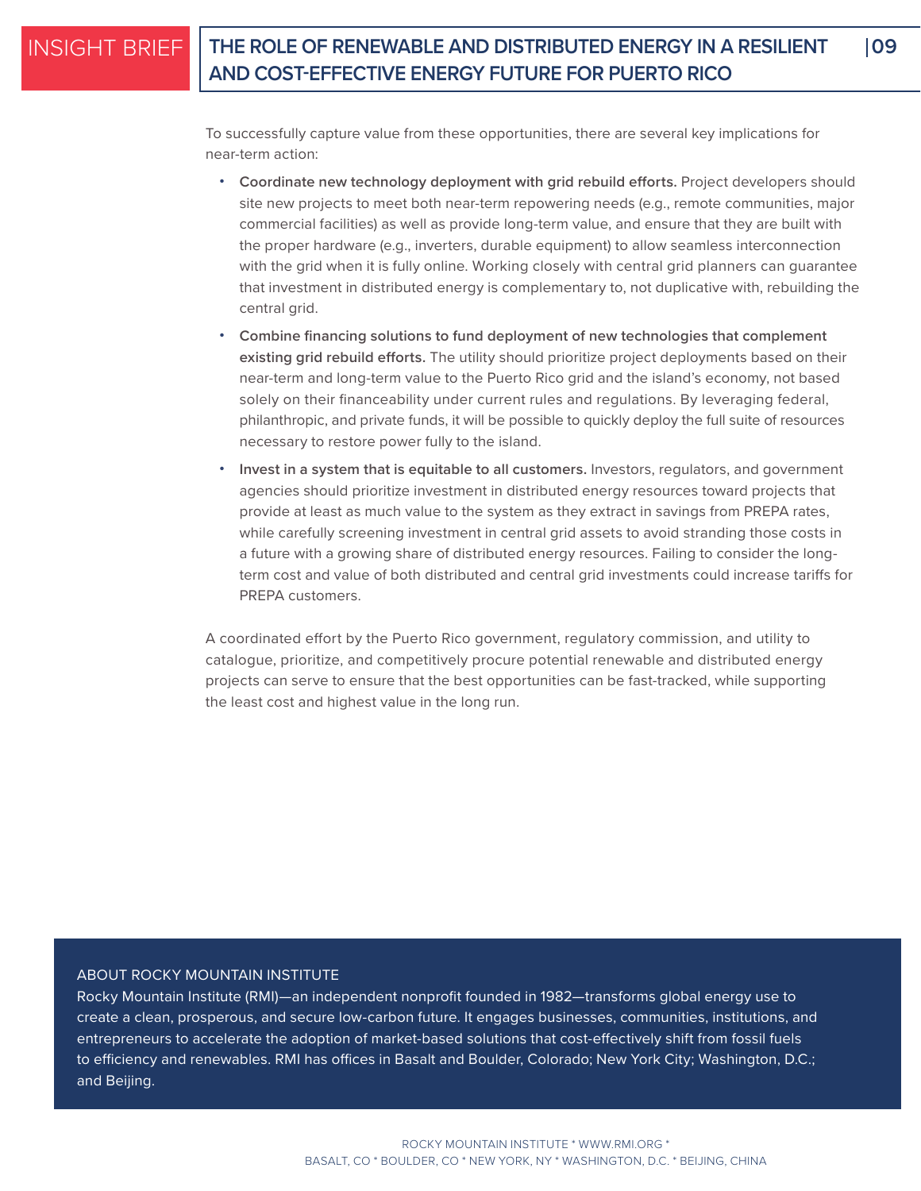To successfully capture value from these opportunities, there are several key implications for near-term action:

- **Coordinate new technology deployment with grid rebuild efforts.** Project developers should site new projects to meet both near-term repowering needs (e.g., remote communities, major commercial facilities) as well as provide long-term value, and ensure that they are built with the proper hardware (e.g., inverters, durable equipment) to allow seamless interconnection with the grid when it is fully online. Working closely with central grid planners can guarantee that investment in distributed energy is complementary to, not duplicative with, rebuilding the central grid.
- **Combine financing solutions to fund deployment of new technologies that complement existing grid rebuild efforts.** The utility should prioritize project deployments based on their near-term and long-term value to the Puerto Rico grid and the island's economy, not based solely on their financeability under current rules and regulations. By leveraging federal, philanthropic, and private funds, it will be possible to quickly deploy the full suite of resources necessary to restore power fully to the island.
- **Invest in a system that is equitable to all customers.** Investors, regulators, and government agencies should prioritize investment in distributed energy resources toward projects that provide at least as much value to the system as they extract in savings from PREPA rates, while carefully screening investment in central grid assets to avoid stranding those costs in a future with a growing share of distributed energy resources. Failing to consider the long-term cost and value of both distributed and central grid investments could increase tariffs for PREPA customers.

A coordinated effort by the Puerto Rico government, regulatory commission, and utility to catalogue, prioritize, and competitively procure potential renewable and distributed energy projects can serve to ensure that the best opportunities can be fast-tracked, while supporting the least cost and highest value in the long run.

## ABOUT ROCKY MOUNTAIN INSTITUTE

Rocky Mountain Institute (RMI)—an independent nonprofit founded in 1982—transforms global energy use to create a clean, prosperous, and secure low-carbon future. It engages businesses, communities, institutions, and entrepreneurs to accelerate the adoption of market-based solutions that cost-effectively shift from fossil fuels to efficiency and renewables. RMI has offices in Basalt and Boulder, Colorado; New York City; Washington, D.C.; and Beijing.

ROCKY MOUNTAIN INSTITUTE * WWW.RMI.ORG *
BASALT, CO * BOULDER, CO * NEW YORK, NY * WASHINGTON, D.C. * BEIJING, CHINA